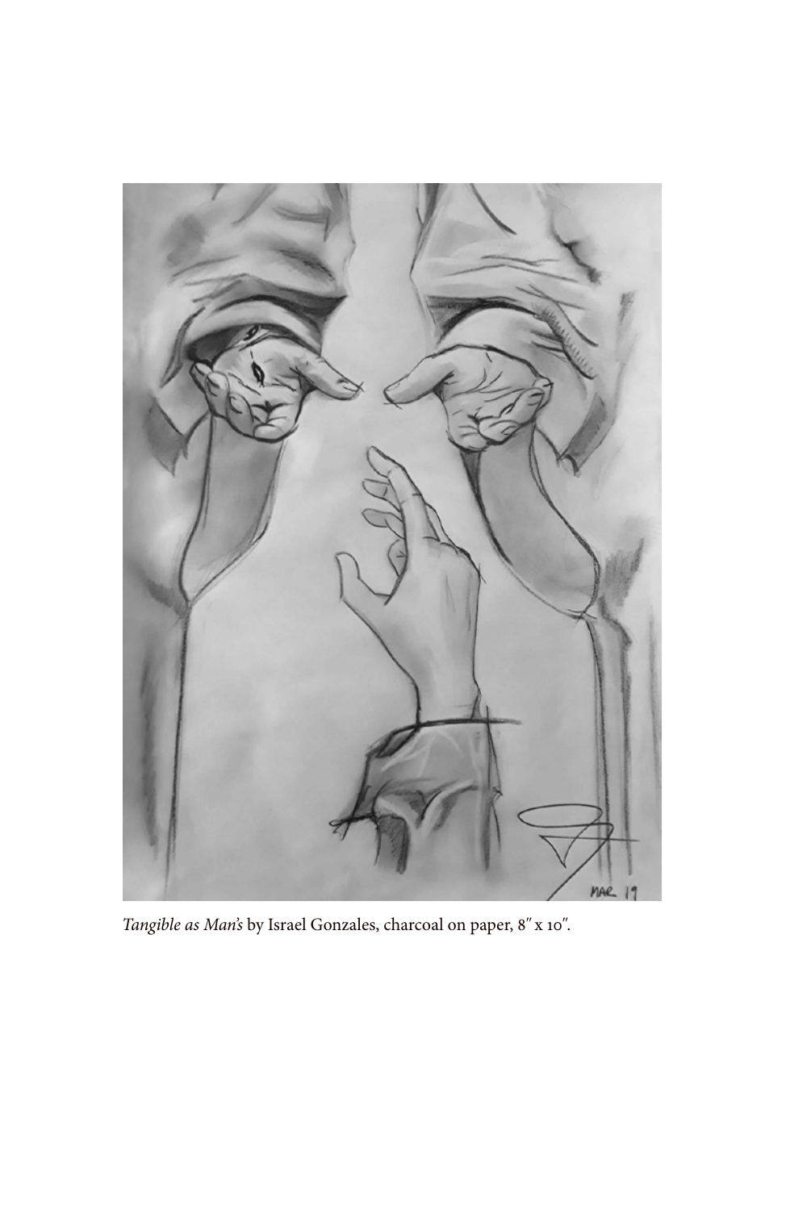*Tangible as Man's* by Israel Gonzales, charcoal on paper, 8″ x 10″.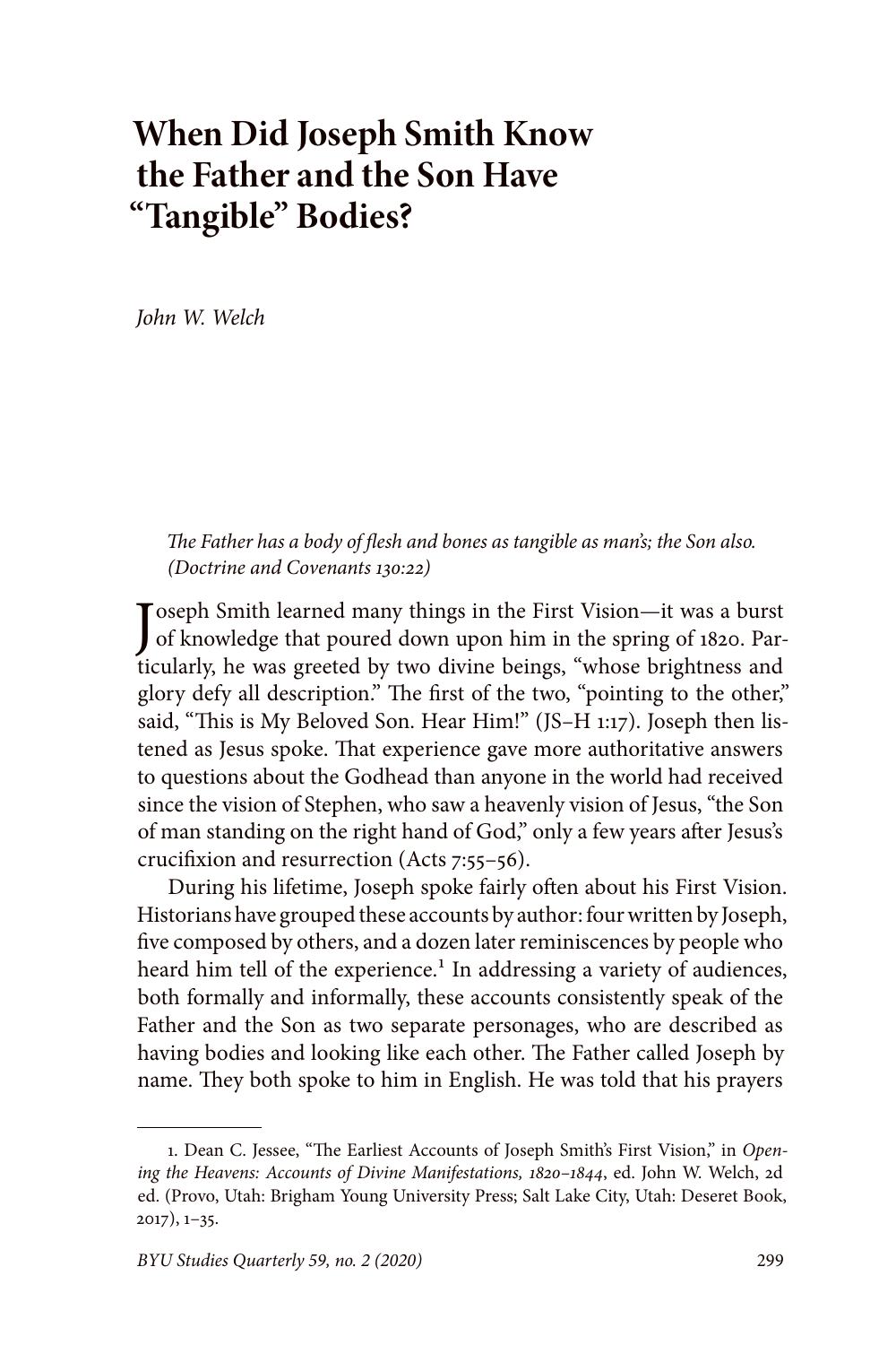# When Did Joseph Smith Know the Father and the Son Have "Tangible" Bodies?

*John W. Welch*

*The Father has a body of flesh and bones as tangible as man's; the Son also. (Doctrine and Covenants 130:22)*

Joseph Smith learned many things in the First Vision—it was a burst of knowledge that poured down upon him in the spring of 1820. Particularly, he was greeted by two divine beings, "whose brightness and glory defy all description." The first of the two, "pointing to the other," said, "This is My Beloved Son. Hear Him!" (JS–H 1:17). Joseph then listened as Jesus spoke. That experience gave more authoritative answers to questions about the Godhead than anyone in the world had received since the vision of Stephen, who saw a heavenly vision of Jesus, "the Son of man standing on the right hand of God," only a few years after Jesus's crucifixion and resurrection (Acts 7:55–56).

During his lifetime, Joseph spoke fairly often about his First Vision. Historians have grouped these accounts by author: four written by Joseph, five composed by others, and a dozen later reminiscences by people who heard him tell of the experience.[1] In addressing a variety of audiences, both formally and informally, these accounts consistently speak of the Father and the Son as two separate personages, who are described as having bodies and looking like each other. The Father called Joseph by name. They both spoke to him in English. He was told that his prayers

---

1. Dean C. Jessee, "The Earliest Accounts of Joseph Smith's First Vision," in *Opening the Heavens: Accounts of Divine Manifestations, 1820–1844*, ed. John W. Welch, 2d ed. (Provo, Utah: Brigham Young University Press; Salt Lake City, Utah: Deseret Book, 2017), 1–35.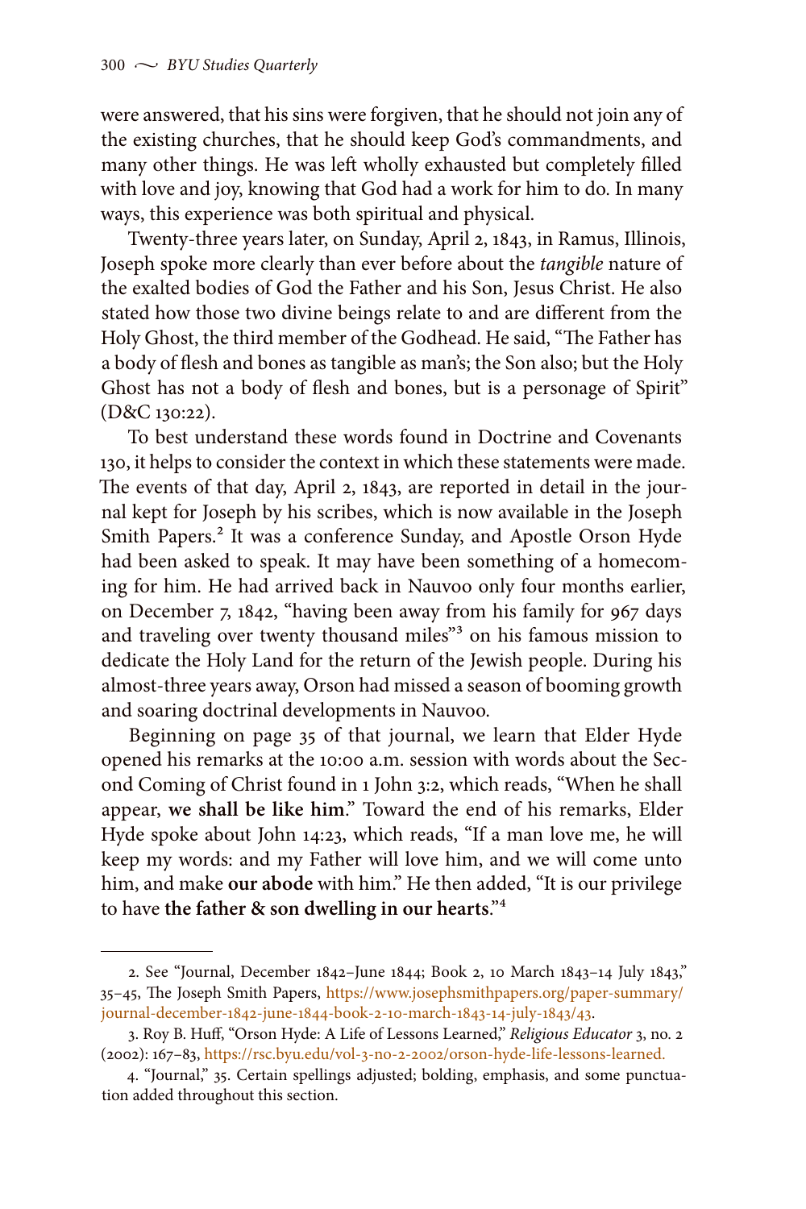were answered, that his sins were forgiven, that he should not join any of the existing churches, that he should keep God's commandments, and many other things. He was left wholly exhausted but completely filled with love and joy, knowing that God had a work for him to do. In many ways, this experience was both spiritual and physical.

Twenty-three years later, on Sunday, April 2, 1843, in Ramus, Illinois, Joseph spoke more clearly than ever before about the *tangible* nature of the exalted bodies of God the Father and his Son, Jesus Christ. He also stated how those two divine beings relate to and are different from the Holy Ghost, the third member of the Godhead. He said, "The Father has a body of flesh and bones as tangible as man's; the Son also; but the Holy Ghost has not a body of flesh and bones, but is a personage of Spirit" (D&C 130:22).

To best understand these words found in Doctrine and Covenants 130, it helps to consider the context in which these statements were made. The events of that day, April 2, 1843, are reported in detail in the journal kept for Joseph by his scribes, which is now available in the Joseph Smith Papers.[2] It was a conference Sunday, and Apostle Orson Hyde had been asked to speak. It may have been something of a homecoming for him. He had arrived back in Nauvoo only four months earlier, on December 7, 1842, "having been away from his family for 967 days and traveling over twenty thousand miles"[3] on his famous mission to dedicate the Holy Land for the return of the Jewish people. During his almost-three years away, Orson had missed a season of booming growth and soaring doctrinal developments in Nauvoo.

Beginning on page 35 of that journal, we learn that Elder Hyde opened his remarks at the 10:00 a.m. session with words about the Second Coming of Christ found in 1 John 3:2, which reads, "When he shall appear, **we shall be like him**." Toward the end of his remarks, Elder Hyde spoke about John 14:23, which reads, "If a man love me, he will keep my words: and my Father will love him, and we will come unto him, and make **our abode** with him." He then added, "It is our privilege to have **the father & son dwelling in our hearts**."[4]

---

2. See "Journal, December 1842–June 1844; Book 2, 10 March 1843–14 July 1843," 35–45, The Joseph Smith Papers, https://www.josephsmithpapers.org/paper-summary/journal-december-1842-june-1844-book-2-10-march-1843-14-july-1843/43.

3. Roy B. Huff, "Orson Hyde: A Life of Lessons Learned," *Religious Educator* 3, no. 2 (2002): 167–83, https://rsc.byu.edu/vol-3-no-2-2002/orson-hyde-life-lessons-learned.

4. "Journal," 35. Certain spellings adjusted; bolding, emphasis, and some punctuation added throughout this section.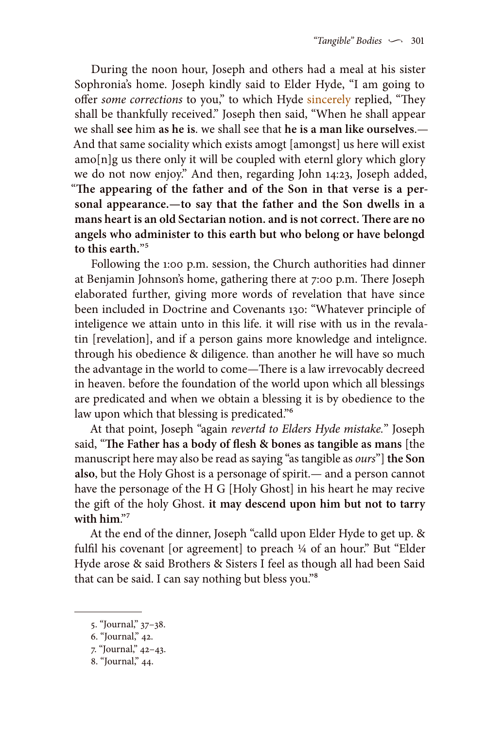During the noon hour, Joseph and others had a meal at his sister Sophronia's home. Joseph kindly said to Elder Hyde, "I am going to offer *some corrections* to you," to which Hyde sincerely replied, "They shall be thankfully received." Joseph then said, "When he shall appear we shall **see** him **as he is**. we shall see that **he is a man like ourselves**.— And that same sociality which exists amogt [amongst] us here will exist amo[n]g us there only it will be coupled with eternl glory which glory we do not now enjoy." And then, regarding John 14:23, Joseph added, "**The appearing of the father and of the Son in that verse is a personal appearance.—to say that the father and the Son dwells in a mans heart is an old Sectarian notion. and is not correct. There are no angels who administer to this earth but who belong or have belongd to this earth.**"[5]

Following the 1:00 p.m. session, the Church authorities had dinner at Benjamin Johnson's home, gathering there at 7:00 p.m. There Joseph elaborated further, giving more words of revelation that have since been included in Doctrine and Covenants 130: "Whatever principle of inteligence we attain unto in this life. it will rise with us in the revalatin [revelation], and if a person gains more knowledge and intelignce. through his obedience & diligence. than another he will have so much the advantage in the world to come—There is a law irrevocably decreed in heaven. before the foundation of the world upon which all blessings are predicated and when we obtain a blessing it is by obedience to the law upon which that blessing is predicated."[6]

At that point, Joseph "again *revertd to Elders Hyde mistake*." Joseph said, "**The Father has a body of flesh & bones as tangible as mans** [the manuscript here may also be read as saying "as tangible as *ours*"] **the Son also**, but the Holy Ghost is a personage of spirit.— and a person cannot have the personage of the H G [Holy Ghost] in his heart he may recive the gift of the holy Ghost. **it may descend upon him but not to tarry with him**."[7]

At the end of the dinner, Joseph "calld upon Elder Hyde to get up. & fulfil his covenant [or agreement] to preach ¼ of an hour." But "Elder Hyde arose & said Brothers & Sisters I feel as though all had been Said that can be said. I can say nothing but bless you."[8]

---

5. "Journal," 37–38.
6. "Journal," 42.
7. "Journal," 42–43.
8. "Journal," 44.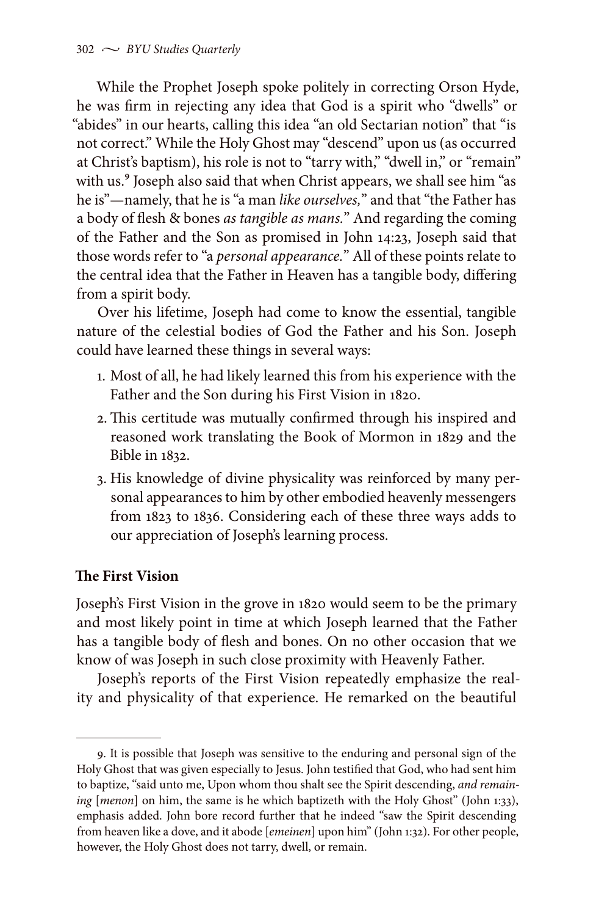While the Prophet Joseph spoke politely in correcting Orson Hyde, he was firm in rejecting any idea that God is a spirit who "dwells" or "abides" in our hearts, calling this idea "an old Sectarian notion" that "is not correct." While the Holy Ghost may "descend" upon us (as occurred at Christ's baptism), his role is not to "tarry with," "dwell in," or "remain" with us.[9] Joseph also said that when Christ appears, we shall see him "as he is"—namely, that he is "a man *like ourselves,*" and that "the Father has a body of flesh & bones *as tangible as mans.*" And regarding the coming of the Father and the Son as promised in John 14:23, Joseph said that those words refer to "a *personal appearance.*" All of these points relate to the central idea that the Father in Heaven has a tangible body, differing from a spirit body.

Over his lifetime, Joseph had come to know the essential, tangible nature of the celestial bodies of God the Father and his Son. Joseph could have learned these things in several ways:

1. Most of all, he had likely learned this from his experience with the Father and the Son during his First Vision in 1820.
2. This certitude was mutually confirmed through his inspired and reasoned work translating the Book of Mormon in 1829 and the Bible in 1832.
3. His knowledge of divine physicality was reinforced by many personal appearances to him by other embodied heavenly messengers from 1823 to 1836. Considering each of these three ways adds to our appreciation of Joseph's learning process.

### The First Vision

Joseph's First Vision in the grove in 1820 would seem to be the primary and most likely point in time at which Joseph learned that the Father has a tangible body of flesh and bones. On no other occasion that we know of was Joseph in such close proximity with Heavenly Father.

Joseph's reports of the First Vision repeatedly emphasize the reality and physicality of that experience. He remarked on the beautiful

---

9. It is possible that Joseph was sensitive to the enduring and personal sign of the Holy Ghost that was given especially to Jesus. John testified that God, who had sent him to baptize, "said unto me, Upon whom thou shalt see the Spirit descending, *and remaining* [*menon*] on him, the same is he which baptizeth with the Holy Ghost" (John 1:33), emphasis added. John bore record further that he indeed "saw the Spirit descending from heaven like a dove, and it abode [*emeinen*] upon him" (John 1:32). For other people, however, the Holy Ghost does not tarry, dwell, or remain.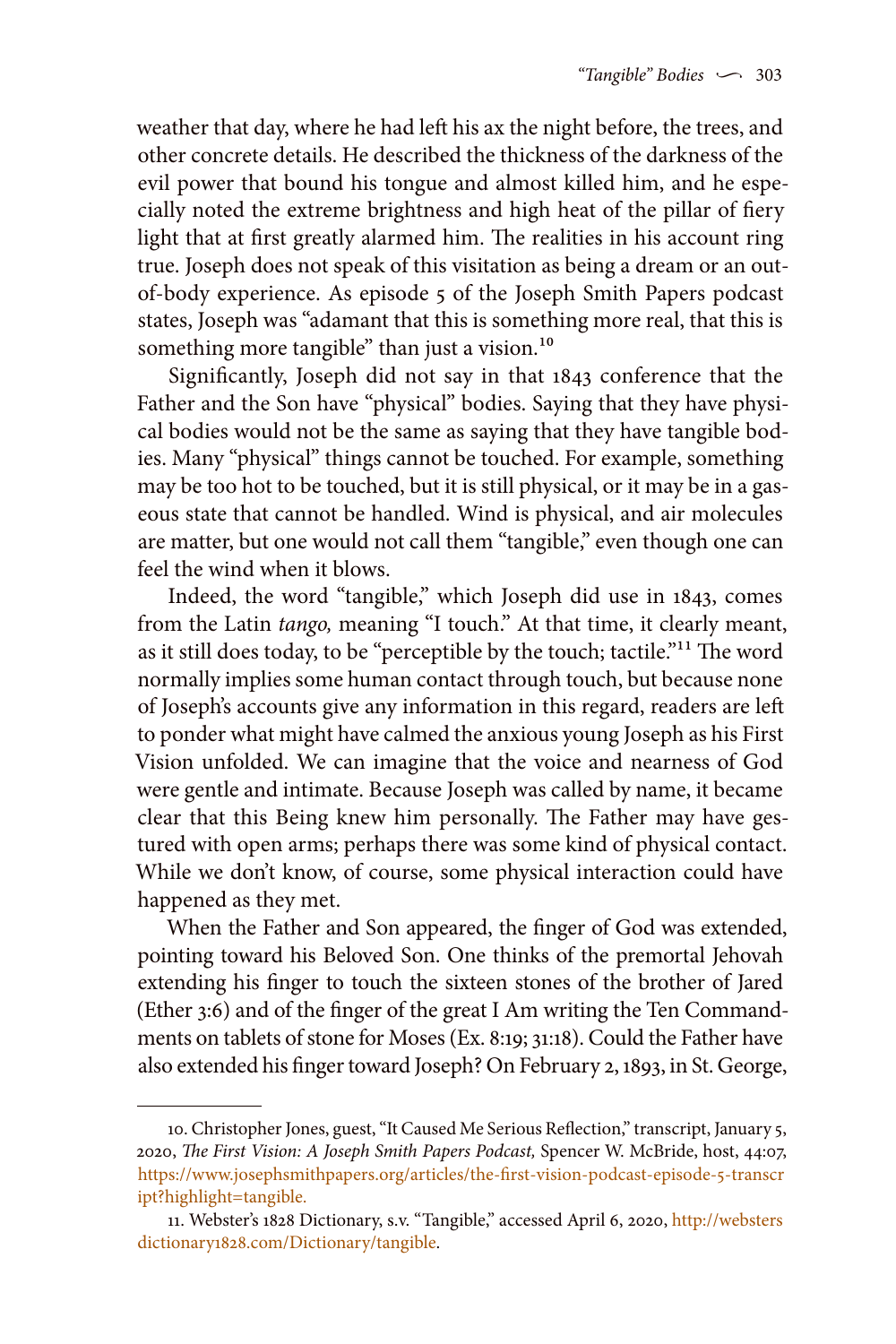weather that day, where he had left his ax the night before, the trees, and other concrete details. He described the thickness of the darkness of the evil power that bound his tongue and almost killed him, and he especially noted the extreme brightness and high heat of the pillar of fiery light that at first greatly alarmed him. The realities in his account ring true. Joseph does not speak of this visitation as being a dream or an out-of-body experience. As episode 5 of the Joseph Smith Papers podcast states, Joseph was "adamant that this is something more real, that this is something more tangible" than just a vision.[10]

Significantly, Joseph did not say in that 1843 conference that the Father and the Son have "physical" bodies. Saying that they have physical bodies would not be the same as saying that they have tangible bodies. Many "physical" things cannot be touched. For example, something may be too hot to be touched, but it is still physical, or it may be in a gaseous state that cannot be handled. Wind is physical, and air molecules are matter, but one would not call them "tangible," even though one can feel the wind when it blows.

Indeed, the word "tangible," which Joseph did use in 1843, comes from the Latin *tango,* meaning "I touch." At that time, it clearly meant, as it still does today, to be "perceptible by the touch; tactile."[11] The word normally implies some human contact through touch, but because none of Joseph's accounts give any information in this regard, readers are left to ponder what might have calmed the anxious young Joseph as his First Vision unfolded. We can imagine that the voice and nearness of God were gentle and intimate. Because Joseph was called by name, it became clear that this Being knew him personally. The Father may have gestured with open arms; perhaps there was some kind of physical contact. While we don't know, of course, some physical interaction could have happened as they met.

When the Father and Son appeared, the finger of God was extended, pointing toward his Beloved Son. One thinks of the premortal Jehovah extending his finger to touch the sixteen stones of the brother of Jared (Ether 3:6) and of the finger of the great I Am writing the Ten Commandments on tablets of stone for Moses (Ex. 8:19; 31:18). Could the Father have also extended his finger toward Joseph? On February 2, 1893, in St. George,

---

10. Christopher Jones, guest, "It Caused Me Serious Reflection," transcript, January 5, 2020, *The First Vision: A Joseph Smith Papers Podcast,* Spencer W. McBride, host, 44:07, https://www.josephsmithpapers.org/articles/the-first-vision-podcast-episode-5-transcript?highlight=tangible.

11. Webster's 1828 Dictionary, s.v. "Tangible," accessed April 6, 2020, http://webstersdictionary1828.com/Dictionary/tangible.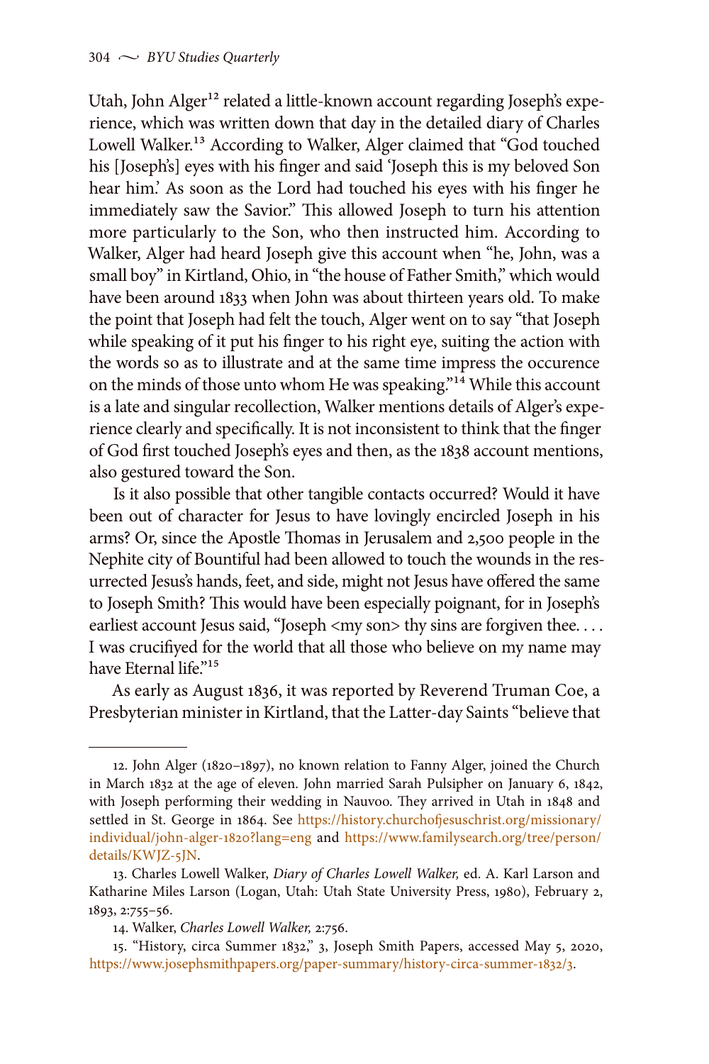Utah, John Alger[12] related a little-known account regarding Joseph's experience, which was written down that day in the detailed diary of Charles Lowell Walker.[13] According to Walker, Alger claimed that "God touched his [Joseph's] eyes with his finger and said 'Joseph this is my beloved Son hear him.' As soon as the Lord had touched his eyes with his finger he immediately saw the Savior." This allowed Joseph to turn his attention more particularly to the Son, who then instructed him. According to Walker, Alger had heard Joseph give this account when "he, John, was a small boy" in Kirtland, Ohio, in "the house of Father Smith," which would have been around 1833 when John was about thirteen years old. To make the point that Joseph had felt the touch, Alger went on to say "that Joseph while speaking of it put his finger to his right eye, suiting the action with the words so as to illustrate and at the same time impress the occurence on the minds of those unto whom He was speaking."[14] While this account is a late and singular recollection, Walker mentions details of Alger's experience clearly and specifically. It is not inconsistent to think that the finger of God first touched Joseph's eyes and then, as the 1838 account mentions, also gestured toward the Son.

Is it also possible that other tangible contacts occurred? Would it have been out of character for Jesus to have lovingly encircled Joseph in his arms? Or, since the Apostle Thomas in Jerusalem and 2,500 people in the Nephite city of Bountiful had been allowed to touch the wounds in the resurrected Jesus's hands, feet, and side, might not Jesus have offered the same to Joseph Smith? This would have been especially poignant, for in Joseph's earliest account Jesus said, "Joseph <my son> thy sins are forgiven thee. . . . I was crucifyed for the world that all those who believe on my name may have Eternal life."[15]

As early as August 1836, it was reported by Reverend Truman Coe, a Presbyterian minister in Kirtland, that the Latter-day Saints "believe that

---

12. John Alger (1820–1897), no known relation to Fanny Alger, joined the Church in March 1832 at the age of eleven. John married Sarah Pulsipher on January 6, 1842, with Joseph performing their wedding in Nauvoo. They arrived in Utah in 1848 and settled in St. George in 1864. See https://history.churchofjesuschrist.org/missionary/individual/john-alger-1820?lang=eng and https://www.familysearch.org/tree/person/details/KWJZ-5JN.

13. Charles Lowell Walker, *Diary of Charles Lowell Walker,* ed. A. Karl Larson and Katharine Miles Larson (Logan, Utah: Utah State University Press, 1980), February 2, 1893, 2:755–56.

14. Walker, *Charles Lowell Walker,* 2:756.

15. "History, circa Summer 1832," 3, Joseph Smith Papers, accessed May 5, 2020, https://www.josephsmithpapers.org/paper-summary/history-circa-summer-1832/3.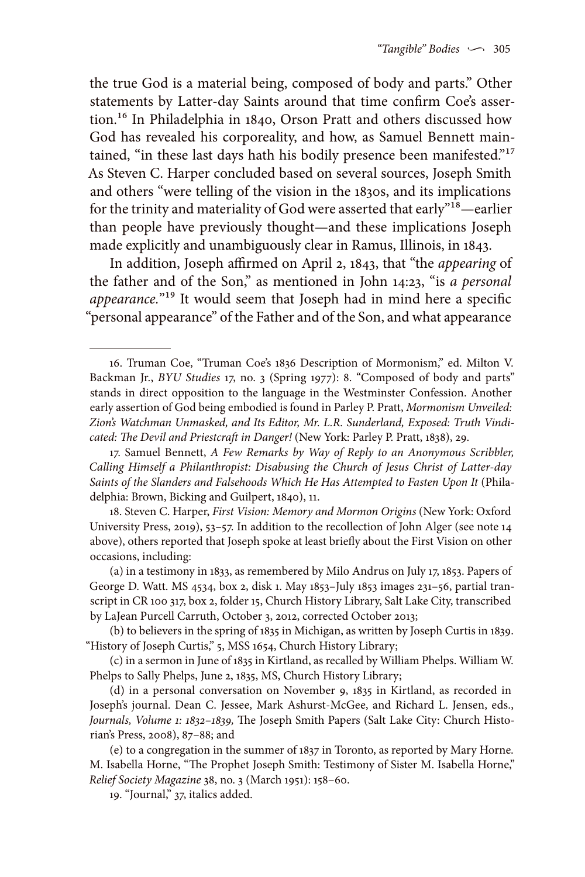the true God is a material being, composed of body and parts." Other statements by Latter-day Saints around that time confirm Coe's assertion.[16] In Philadelphia in 1840, Orson Pratt and others discussed how God has revealed his corporeality, and how, as Samuel Bennett maintained, "in these last days hath his bodily presence been manifested."[17] As Steven C. Harper concluded based on several sources, Joseph Smith and others "were telling of the vision in the 1830s, and its implications for the trinity and materiality of God were asserted that early"[18]—earlier than people have previously thought—and these implications Joseph made explicitly and unambiguously clear in Ramus, Illinois, in 1843.

In addition, Joseph affirmed on April 2, 1843, that "the *appearing* of the father and of the Son," as mentioned in John 14:23, "is *a personal appearance*."[19] It would seem that Joseph had in mind here a specific "personal appearance" of the Father and of the Son, and what appearance

---

16. Truman Coe, "Truman Coe's 1836 Description of Mormonism," ed. Milton V. Backman Jr., *BYU Studies* 17, no. 3 (Spring 1977): 8. "Composed of body and parts" stands in direct opposition to the language in the Westminster Confession. Another early assertion of God being embodied is found in Parley P. Pratt, *Mormonism Unveiled: Zion's Watchman Unmasked, and Its Editor, Mr. L.R. Sunderland, Exposed: Truth Vindicated: The Devil and Priestcraft in Danger!* (New York: Parley P. Pratt, 1838), 29.

17. Samuel Bennett, *A Few Remarks by Way of Reply to an Anonymous Scribbler, Calling Himself a Philanthropist: Disabusing the Church of Jesus Christ of Latter-day Saints of the Slanders and Falsehoods Which He Has Attempted to Fasten Upon It* (Philadelphia: Brown, Bicking and Guilpert, 1840), 11.

18. Steven C. Harper, *First Vision: Memory and Mormon Origins* (New York: Oxford University Press, 2019), 53–57. In addition to the recollection of John Alger (see note 14 above), others reported that Joseph spoke at least briefly about the First Vision on other occasions, including:

(a) in a testimony in 1833, as remembered by Milo Andrus on July 17, 1853. Papers of George D. Watt. MS 4534, box 2, disk 1. May 1853–July 1853 images 231–56, partial transcript in CR 100 317, box 2, folder 15, Church History Library, Salt Lake City, transcribed by LaJean Purcell Carruth, October 3, 2012, corrected October 2013;

(b) to believers in the spring of 1835 in Michigan, as written by Joseph Curtis in 1839. "History of Joseph Curtis," 5, MSS 1654, Church History Library;

(c) in a sermon in June of 1835 in Kirtland, as recalled by William Phelps. William W. Phelps to Sally Phelps, June 2, 1835, MS, Church History Library;

(d) in a personal conversation on November 9, 1835 in Kirtland, as recorded in Joseph's journal. Dean C. Jessee, Mark Ashurst-McGee, and Richard L. Jensen, eds., *Journals, Volume 1: 1832–1839,* The Joseph Smith Papers (Salt Lake City: Church Historian's Press, 2008), 87–88; and

(e) to a congregation in the summer of 1837 in Toronto, as reported by Mary Horne. M. Isabella Horne, "The Prophet Joseph Smith: Testimony of Sister M. Isabella Horne," *Relief Society Magazine* 38, no. 3 (March 1951): 158–60.

19. "Journal," 37, italics added.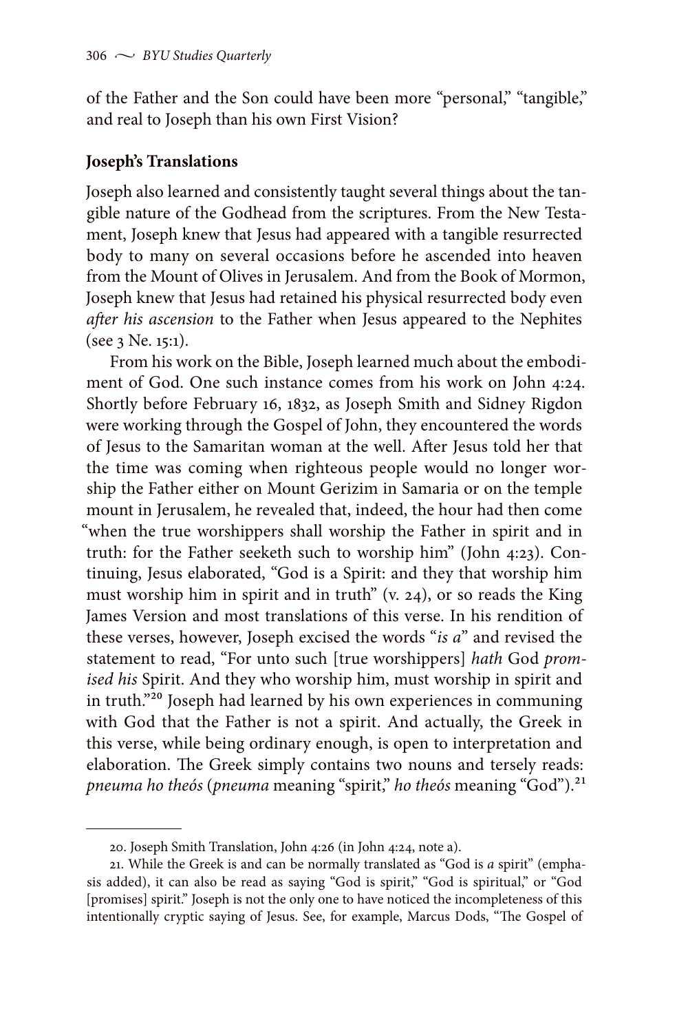of the Father and the Son could have been more "personal," "tangible," and real to Joseph than his own First Vision?

**Joseph's Translations**

Joseph also learned and consistently taught several things about the tangible nature of the Godhead from the scriptures. From the New Testament, Joseph knew that Jesus had appeared with a tangible resurrected body to many on several occasions before he ascended into heaven from the Mount of Olives in Jerusalem. And from the Book of Mormon, Joseph knew that Jesus had retained his physical resurrected body even *after his ascension* to the Father when Jesus appeared to the Nephites (see 3 Ne. 15:1).

From his work on the Bible, Joseph learned much about the embodiment of God. One such instance comes from his work on John 4:24. Shortly before February 16, 1832, as Joseph Smith and Sidney Rigdon were working through the Gospel of John, they encountered the words of Jesus to the Samaritan woman at the well. After Jesus told her that the time was coming when righteous people would no longer worship the Father either on Mount Gerizim in Samaria or on the temple mount in Jerusalem, he revealed that, indeed, the hour had then come "when the true worshippers shall worship the Father in spirit and in truth: for the Father seeketh such to worship him" (John 4:23). Continuing, Jesus elaborated, "God is a Spirit: and they that worship him must worship him in spirit and in truth" (v. 24), or so reads the King James Version and most translations of this verse. In his rendition of these verses, however, Joseph excised the words "*is a*" and revised the statement to read, "For unto such [true worshippers] *hath* God *promised his* Spirit. And they who worship him, must worship in spirit and in truth."[20] Joseph had learned by his own experiences in communing with God that the Father is not a spirit. And actually, the Greek in this verse, while being ordinary enough, is open to interpretation and elaboration. The Greek simply contains two nouns and tersely reads: *pneuma ho theós* (*pneuma* meaning "spirit," *ho theós* meaning "God").[21]

---

20. Joseph Smith Translation, John 4:26 (in John 4:24, note a).

21. While the Greek is and can be normally translated as "God is *a* spirit" (emphasis added), it can also be read as saying "God is spirit," "God is spiritual," or "God [promises] spirit." Joseph is not the only one to have noticed the incompleteness of this intentionally cryptic saying of Jesus. See, for example, Marcus Dods, "The Gospel of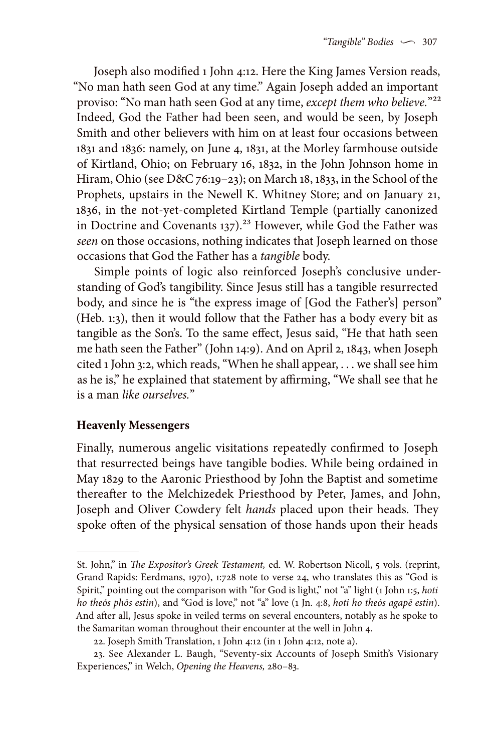Joseph also modified 1 John 4:12. Here the King James Version reads, "No man hath seen God at any time." Again Joseph added an important proviso: "No man hath seen God at any time, *except them who believe.*"[22] Indeed, God the Father had been seen, and would be seen, by Joseph Smith and other believers with him on at least four occasions between 1831 and 1836: namely, on June 4, 1831, at the Morley farmhouse outside of Kirtland, Ohio; on February 16, 1832, in the John Johnson home in Hiram, Ohio (see D&C 76:19–23); on March 18, 1833, in the School of the Prophets, upstairs in the Newell K. Whitney Store; and on January 21, 1836, in the not-yet-completed Kirtland Temple (partially canonized in Doctrine and Covenants 137).[23] However, while God the Father was *seen* on those occasions, nothing indicates that Joseph learned on those occasions that God the Father has a *tangible* body.

Simple points of logic also reinforced Joseph's conclusive understanding of God's tangibility. Since Jesus still has a tangible resurrected body, and since he is "the express image of [God the Father's] person" (Heb. 1:3), then it would follow that the Father has a body every bit as tangible as the Son's. To the same effect, Jesus said, "He that hath seen me hath seen the Father" (John 14:9). And on April 2, 1843, when Joseph cited 1 John 3:2, which reads, "When he shall appear, . . . we shall see him as he is," he explained that statement by affirming, "We shall see that he is a man *like ourselves.*"

### Heavenly Messengers

Finally, numerous angelic visitations repeatedly confirmed to Joseph that resurrected beings have tangible bodies. While being ordained in May 1829 to the Aaronic Priesthood by John the Baptist and sometime thereafter to the Melchizedek Priesthood by Peter, James, and John, Joseph and Oliver Cowdery felt *hands* placed upon their heads. They spoke often of the physical sensation of those hands upon their heads

---

St. John," in *The Expositor's Greek Testament,* ed. W. Robertson Nicoll, 5 vols. (reprint, Grand Rapids: Eerdmans, 1970), 1:728 note to verse 24, who translates this as "God is Spirit," pointing out the comparison with "for God is light," not "a" light (1 John 1:5, *hoti ho theós phōs estin*), and "God is love," not "a" love (1 Jn. 4:8, *hoti ho theós agapē estin*). And after all, Jesus spoke in veiled terms on several encounters, notably as he spoke to the Samaritan woman throughout their encounter at the well in John 4.

22. Joseph Smith Translation, 1 John 4:12 (in 1 John 4:12, note a).

23. See Alexander L. Baugh, "Seventy-six Accounts of Joseph Smith's Visionary Experiences," in Welch, *Opening the Heavens,* 280–83.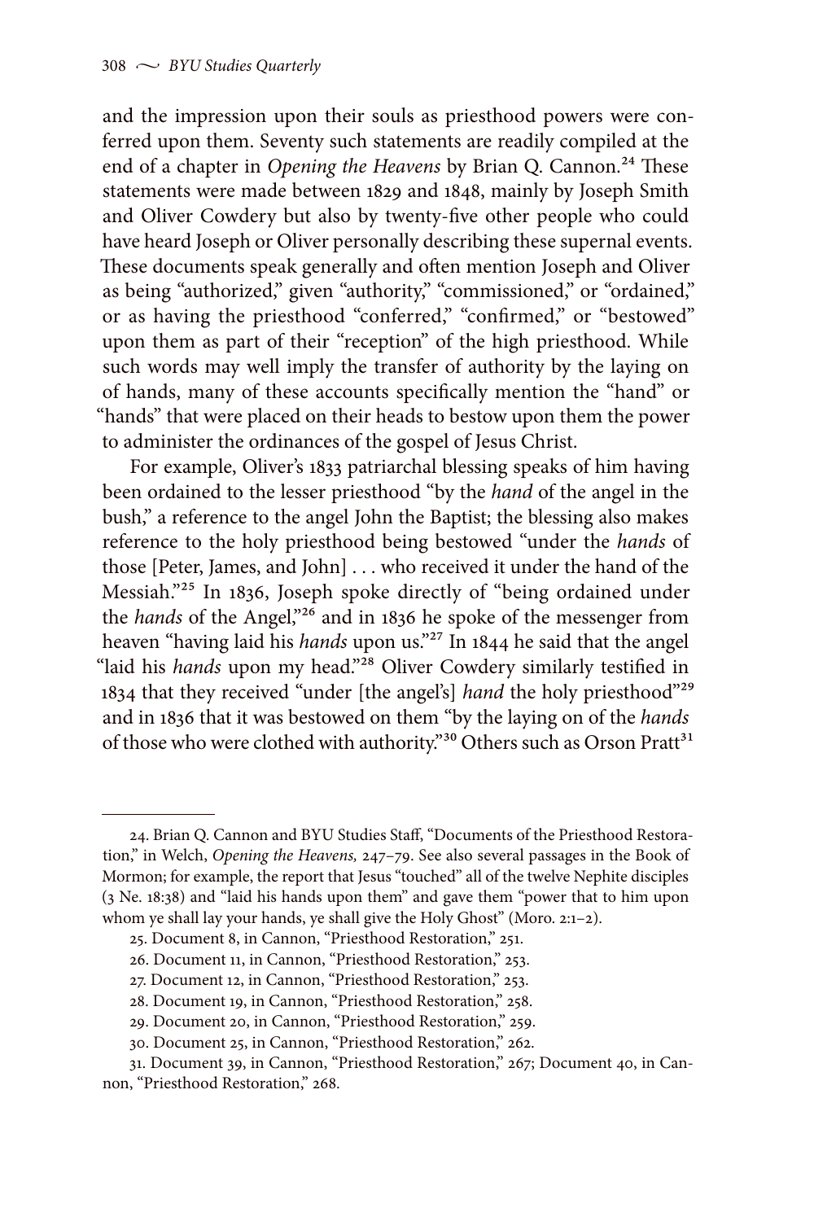and the impression upon their souls as priesthood powers were conferred upon them. Seventy such statements are readily compiled at the end of a chapter in *Opening the Heavens* by Brian Q. Cannon.[24] These statements were made between 1829 and 1848, mainly by Joseph Smith and Oliver Cowdery but also by twenty-five other people who could have heard Joseph or Oliver personally describing these supernal events. These documents speak generally and often mention Joseph and Oliver as being "authorized," given "authority," "commissioned," or "ordained," or as having the priesthood "conferred," "confirmed," or "bestowed" upon them as part of their "reception" of the high priesthood. While such words may well imply the transfer of authority by the laying on of hands, many of these accounts specifically mention the "hand" or "hands" that were placed on their heads to bestow upon them the power to administer the ordinances of the gospel of Jesus Christ.

For example, Oliver's 1833 patriarchal blessing speaks of him having been ordained to the lesser priesthood "by the *hand* of the angel in the bush," a reference to the angel John the Baptist; the blessing also makes reference to the holy priesthood being bestowed "under the *hands* of those [Peter, James, and John] . . . who received it under the hand of the Messiah."[25] In 1836, Joseph spoke directly of "being ordained under the *hands* of the Angel,"[26] and in 1836 he spoke of the messenger from heaven "having laid his *hands* upon us."[27] In 1844 he said that the angel "laid his *hands* upon my head."[28] Oliver Cowdery similarly testified in 1834 that they received "under [the angel's] *hand* the holy priesthood"[29] and in 1836 that it was bestowed on them "by the laying on of the *hands* of those who were clothed with authority."[30] Others such as Orson Pratt[31]

---

24. Brian Q. Cannon and BYU Studies Staff, "Documents of the Priesthood Restoration," in Welch, *Opening the Heavens,* 247–79. See also several passages in the Book of Mormon; for example, the report that Jesus "touched" all of the twelve Nephite disciples (3 Ne. 18:38) and "laid his hands upon them" and gave them "power that to him upon whom ye shall lay your hands, ye shall give the Holy Ghost" (Moro. 2:1–2).

25. Document 8, in Cannon, "Priesthood Restoration," 251.

26. Document 11, in Cannon, "Priesthood Restoration," 253.

27. Document 12, in Cannon, "Priesthood Restoration," 253.

28. Document 19, in Cannon, "Priesthood Restoration," 258.

29. Document 20, in Cannon, "Priesthood Restoration," 259.

30. Document 25, in Cannon, "Priesthood Restoration," 262.

31. Document 39, in Cannon, "Priesthood Restoration," 267; Document 40, in Cannon, "Priesthood Restoration," 268.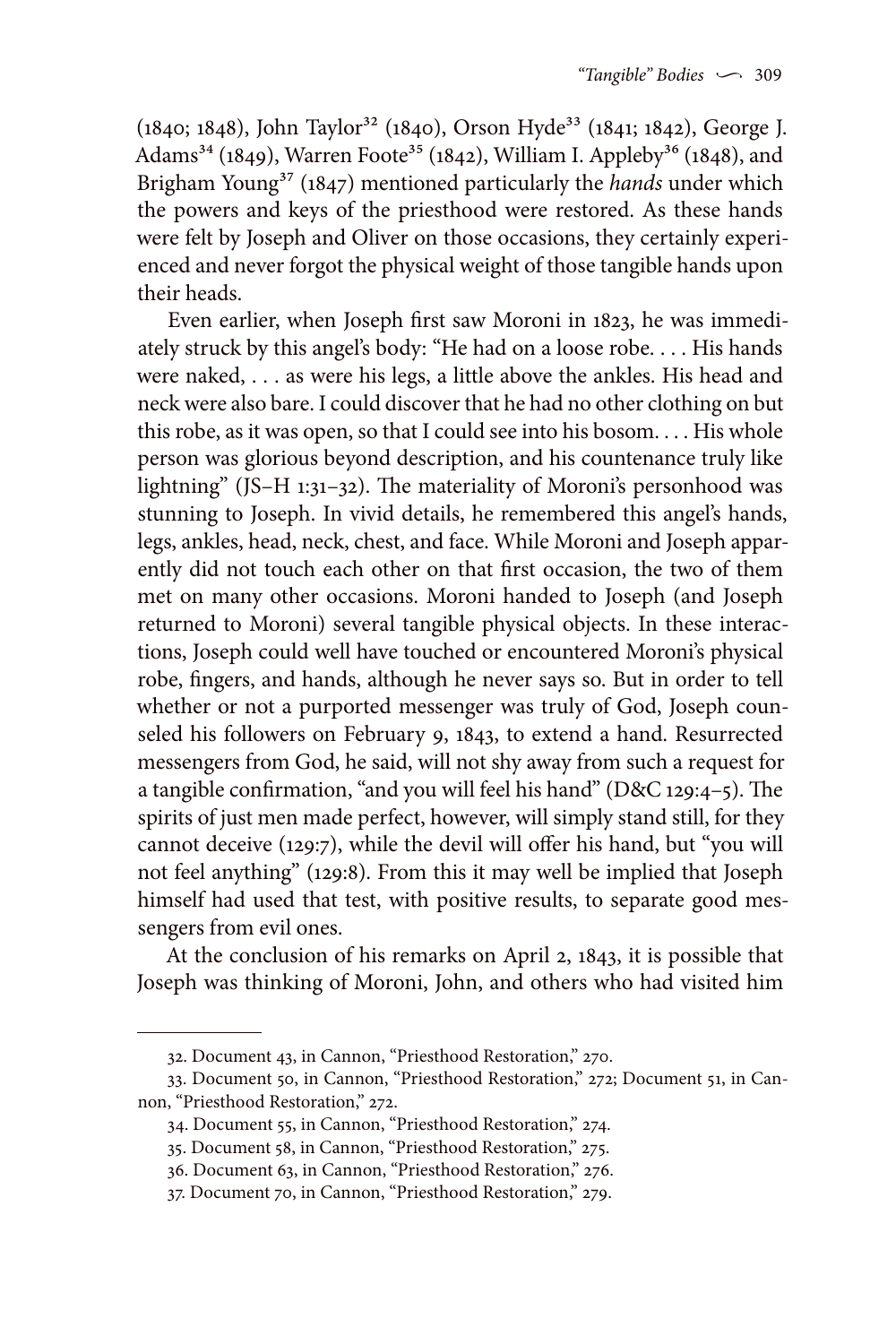(1840; 1848), John Taylor[32] (1840), Orson Hyde[33] (1841; 1842), George J. Adams[34] (1849), Warren Foote[35] (1842), William I. Appleby[36] (1848), and Brigham Young[37] (1847) mentioned particularly the *hands* under which the powers and keys of the priesthood were restored. As these hands were felt by Joseph and Oliver on those occasions, they certainly experienced and never forgot the physical weight of those tangible hands upon their heads.

Even earlier, when Joseph first saw Moroni in 1823, he was immediately struck by this angel's body: "He had on a loose robe. . . . His hands were naked, . . . as were his legs, a little above the ankles. His head and neck were also bare. I could discover that he had no other clothing on but this robe, as it was open, so that I could see into his bosom. . . . His whole person was glorious beyond description, and his countenance truly like lightning" (JS–H 1:31–32). The materiality of Moroni's personhood was stunning to Joseph. In vivid details, he remembered this angel's hands, legs, ankles, head, neck, chest, and face. While Moroni and Joseph apparently did not touch each other on that first occasion, the two of them met on many other occasions. Moroni handed to Joseph (and Joseph returned to Moroni) several tangible physical objects. In these interactions, Joseph could well have touched or encountered Moroni's physical robe, fingers, and hands, although he never says so. But in order to tell whether or not a purported messenger was truly of God, Joseph counseled his followers on February 9, 1843, to extend a hand. Resurrected messengers from God, he said, will not shy away from such a request for a tangible confirmation, "and you will feel his hand" (D&C 129:4–5). The spirits of just men made perfect, however, will simply stand still, for they cannot deceive (129:7), while the devil will offer his hand, but "you will not feel anything" (129:8). From this it may well be implied that Joseph himself had used that test, with positive results, to separate good messengers from evil ones.

At the conclusion of his remarks on April 2, 1843, it is possible that Joseph was thinking of Moroni, John, and others who had visited him

---

32. Document 43, in Cannon, "Priesthood Restoration," 270.

33. Document 50, in Cannon, "Priesthood Restoration," 272; Document 51, in Cannon, "Priesthood Restoration," 272.

34. Document 55, in Cannon, "Priesthood Restoration," 274.

35. Document 58, in Cannon, "Priesthood Restoration," 275.

36. Document 63, in Cannon, "Priesthood Restoration," 276.

37. Document 70, in Cannon, "Priesthood Restoration," 279.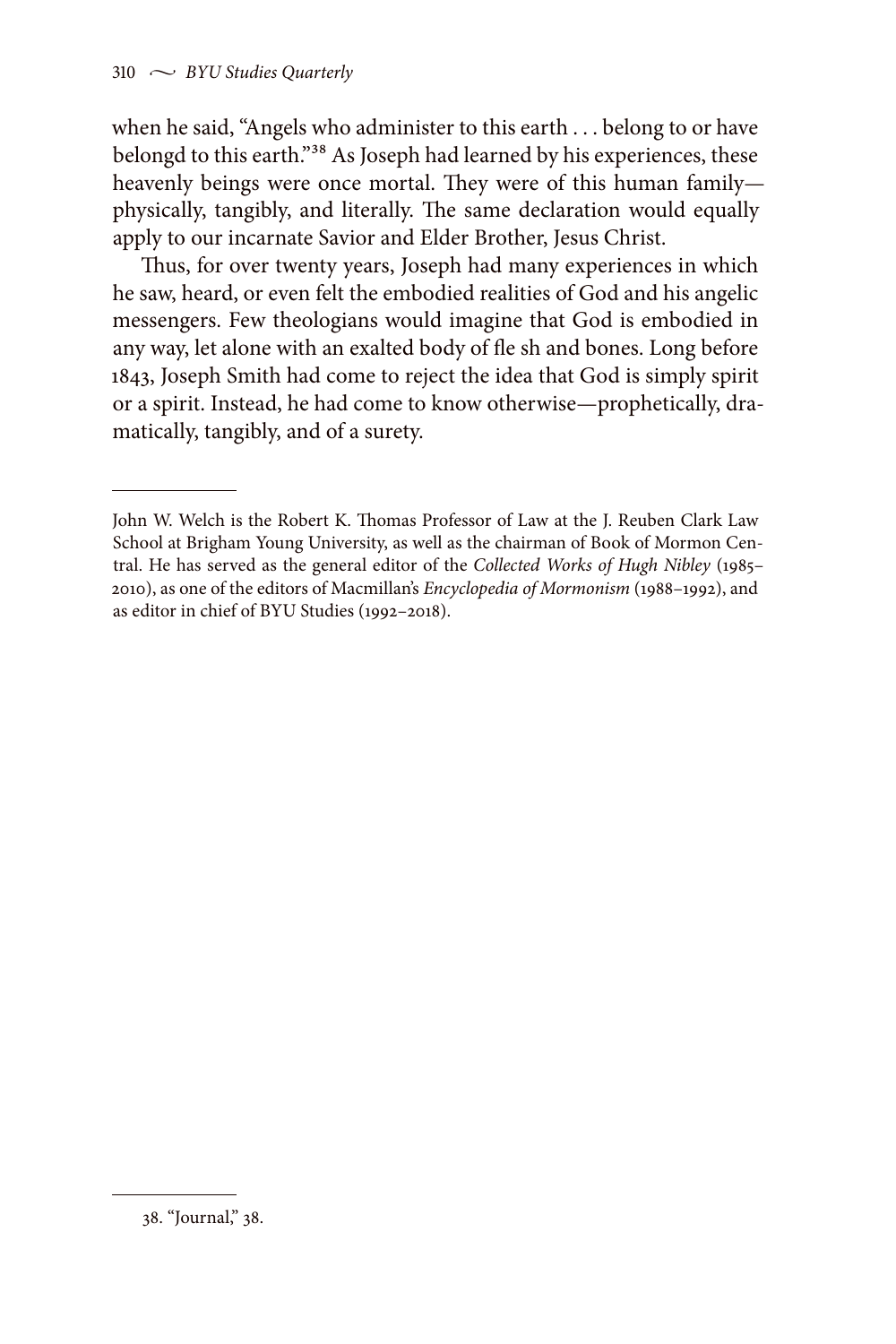when he said, "Angels who administer to this earth . . . belong to or have belongd to this earth."[38] As Joseph had learned by his experiences, these heavenly beings were once mortal. They were of this human family—physically, tangibly, and literally. The same declaration would equally apply to our incarnate Savior and Elder Brother, Jesus Christ.

Thus, for over twenty years, Joseph had many experiences in which he saw, heard, or even felt the embodied realities of God and his angelic messengers. Few theologians would imagine that God is embodied in any way, let alone with an exalted body of flesh and bones. Long before 1843, Joseph Smith had come to reject the idea that God is simply spirit or a spirit. Instead, he had come to know otherwise—prophetically, dramatically, tangibly, and of a surety.

---

John W. Welch is the Robert K. Thomas Professor of Law at the J. Reuben Clark Law School at Brigham Young University, as well as the chairman of Book of Mormon Central. He has served as the general editor of the *Collected Works of Hugh Nibley* (1985–2010), as one of the editors of Macmillan's *Encyclopedia of Mormonism* (1988–1992), and as editor in chief of BYU Studies (1992–2018).

---

38. "Journal," 38.